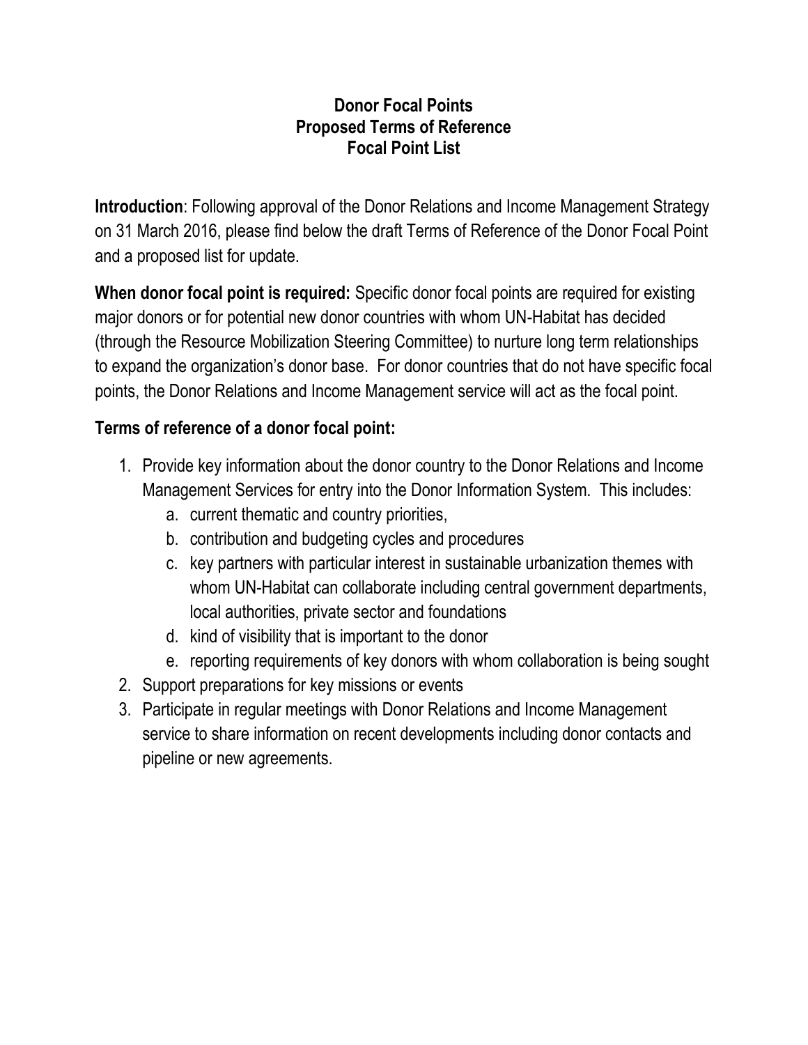# Donor Focal Points
# Proposed Terms of Reference
# Focal Point List

**Introduction**: Following approval of the Donor Relations and Income Management Strategy on 31 March 2016, please find below the draft Terms of Reference of the Donor Focal Point and a proposed list for update.

**When donor focal point is required:** Specific donor focal points are required for existing major donors or for potential new donor countries with whom UN-Habitat has decided (through the Resource Mobilization Steering Committee) to nurture long term relationships to expand the organization's donor base. For donor countries that do not have specific focal points, the Donor Relations and Income Management service will act as the focal point.

**Terms of reference of a donor focal point:**

1. Provide key information about the donor country to the Donor Relations and Income Management Services for entry into the Donor Information System. This includes:
   a. current thematic and country priorities,
   b. contribution and budgeting cycles and procedures
   c. key partners with particular interest in sustainable urbanization themes with whom UN-Habitat can collaborate including central government departments, local authorities, private sector and foundations
   d. kind of visibility that is important to the donor
   e. reporting requirements of key donors with whom collaboration is being sought
2. Support preparations for key missions or events
3. Participate in regular meetings with Donor Relations and Income Management service to share information on recent developments including donor contacts and pipeline or new agreements.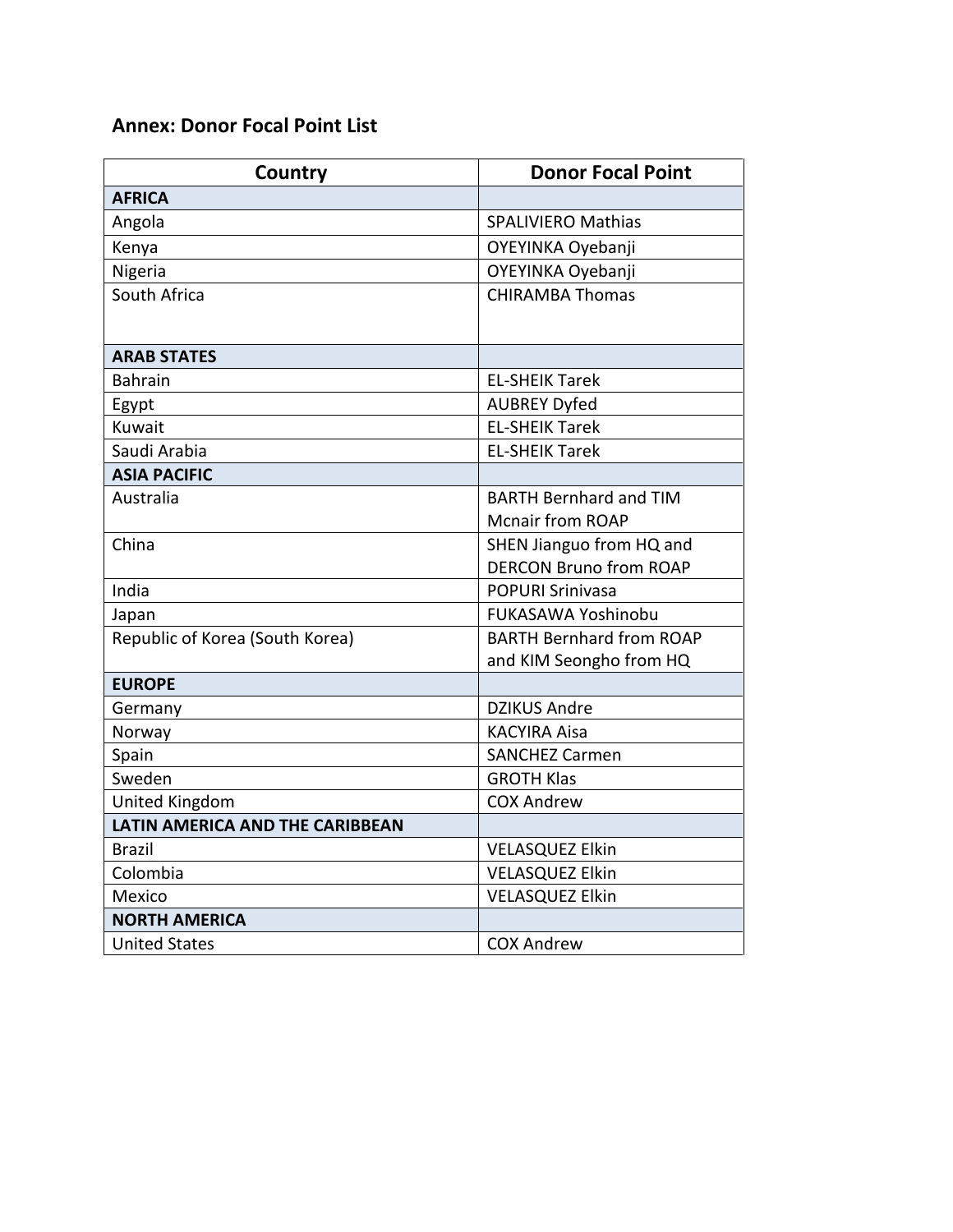**Annex: Donor Focal Point List**

| Country | Donor Focal Point |
|---|---|
| **AFRICA** | |
| Angola | SPALIVIERO Mathias |
| Kenya | OYEYINKA Oyebanji |
| Nigeria | OYEYINKA Oyebanji |
| South Africa | CHIRAMBA Thomas |
| **ARAB STATES** | |
| Bahrain | EL-SHEIK Tarek |
| Egypt | AUBREY Dyfed |
| Kuwait | EL-SHEIK Tarek |
| Saudi Arabia | EL-SHEIK Tarek |
| **ASIA PACIFIC** | |
| Australia | BARTH Bernhard and TIM Mcnair from ROAP |
| China | SHEN Jianguo from HQ and DERCON Bruno from ROAP |
| India | POPURI Srinivasa |
| Japan | FUKASAWA Yoshinobu |
| Republic of Korea (South Korea) | BARTH Bernhard from ROAP and KIM Seongho from HQ |
| **EUROPE** | |
| Germany | DZIKUS Andre |
| Norway | KACYIRA Aisa |
| Spain | SANCHEZ Carmen |
| Sweden | GROTH Klas |
| United Kingdom | COX Andrew |
| **LATIN AMERICA AND THE CARIBBEAN** | |
| Brazil | VELASQUEZ Elkin |
| Colombia | VELASQUEZ Elkin |
| Mexico | VELASQUEZ Elkin |
| **NORTH AMERICA** | |
| United States | COX Andrew |